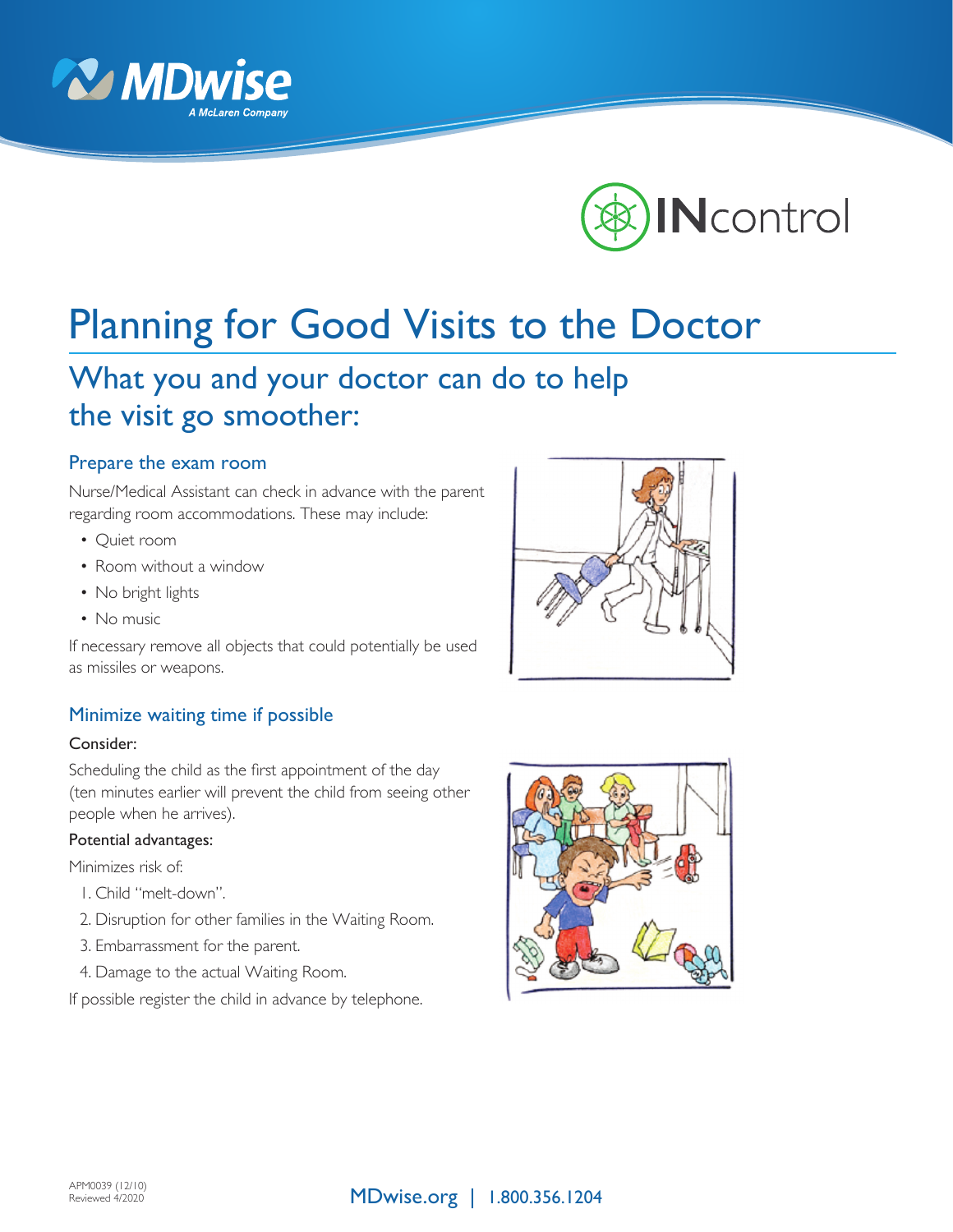MDwise
A McLaren Company

INcontrol

# Planning for Good Visits to the Doctor

## What you and your doctor can do to help the visit go smoother:

### Prepare the exam room

Nurse/Medical Assistant can check in advance with the parent regarding room accommodations. These may include:

- Quiet room
- Room without a window
- No bright lights
- No music

If necessary remove all objects that could potentially be used as missiles or weapons.

### Minimize waiting time if possible

Consider:

Scheduling the child as the first appointment of the day (ten minutes earlier will prevent the child from seeing other people when he arrives).

Potential advantages:

Minimizes risk of:

1. Child "melt-down".
2. Disruption for other families in the Waiting Room.
3. Embarrassment for the parent.
4. Damage to the actual Waiting Room.

If possible register the child in advance by telephone.

APM0039 (12/10)
Reviewed 4/2020

MDwise.org | 1.800.356.1204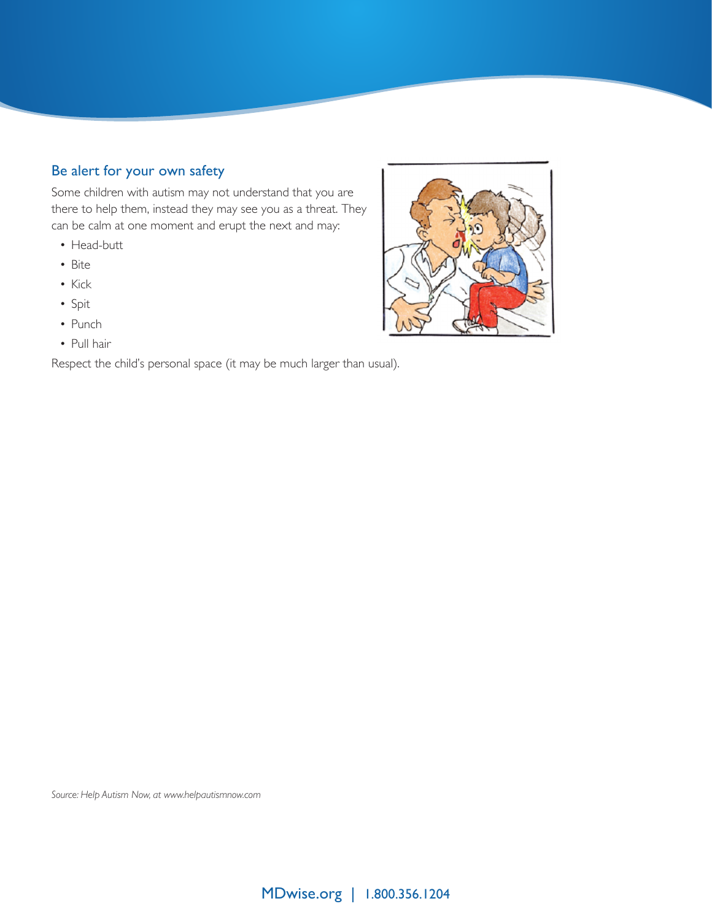## Be alert for your own safety

Some children with autism may not understand that you are there to help them, instead they may see you as a threat. They can be calm at one moment and erupt the next and may:

- Head-butt
- Bite
- Kick
- Spit
- Punch
- Pull hair

Respect the child's personal space (it may be much larger than usual).

*Source: Help Autism Now, at www.helpautismnow.com*

MDwise.org | 1.800.356.1204